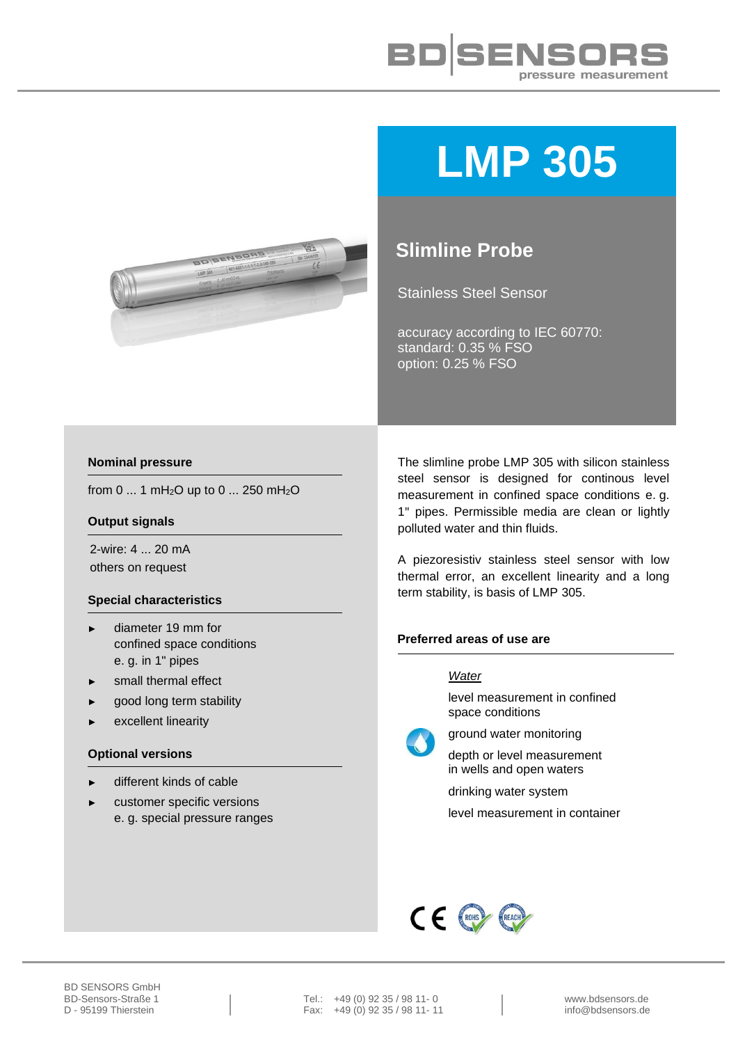# LMP 305

## Slimline Probe

Stainless Steel Sensor

accuracy according to IEC 60770:
standard: 0.35 % FSO
option: 0.25 % FSO

### Nominal pressure

from 0 ... 1 $mH_2O$ up to 0 ... 250 $mH_2O$

### Output signals

2-wire: 4 ... 20 mA
others on request

### Special characteristics

- diameter 19 mm for confined space conditions e. g. in 1" pipes
- small thermal effect
- good long term stability
- excellent linearity

### Optional versions

- different kinds of cable
- customer specific versions e. g. special pressure ranges

The slimline probe LMP 305 with silicon stainless steel sensor is designed for continous level measurement in confined space conditions e. g. 1" pipes. Permissible media are clean or lightly polluted water and thin fluids.

A piezoresistiv stainless steel sensor with low thermal error, an excellent linearity and a long term stability, is basis of LMP 305.

### Preferred areas of use are

*Water*

level measurement in confined space conditions

ground water monitoring

depth or level measurement in wells and open waters

drinking water system

level measurement in container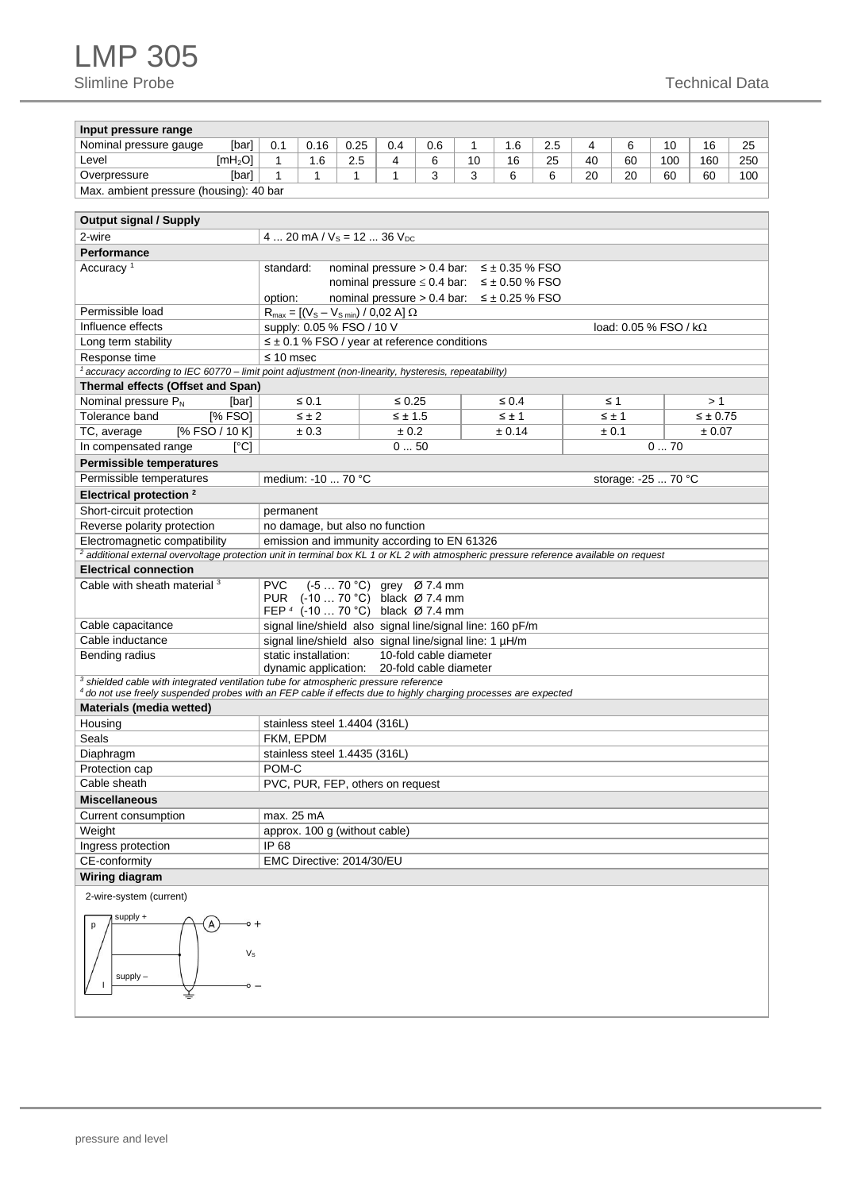# LMP 305

Slimline Probe

Technical Data

| Input pressure range | | | | | | | | | | | | | |
|---|---|---|---|---|---|---|---|---|---|---|---|---|---|
| Nominal pressure gauge [bar] | 0.1 | 0.16 | 0.25 | 0.4 | 0.6 | 1 | 1.6 | 2.5 | 4 | 6 | 10 | 16 | 25 |
| Level [$mH_2O$] | 1 | 1.6 | 2.5 | 4 | 6 | 10 | 16 | 25 | 40 | 60 | 100 | 160 | 250 |
| Overpressure [bar] | 1 | 1 | 1 | 1 | 3 | 3 | 6 | 6 | 20 | 20 | 60 | 60 | 100 |
| Max. ambient pressure (housing): 40 bar | | | | | | | | | | | | | |

| Output signal / Supply | |
|---|---|
| 2-wire | 4 ... 20 mA / $V_S$ = 12 ... 36 $V_{DC}$ |
| **Performance** | |
| Accuracy [1] | standard: nominal pressure > 0.4 bar: ≤ ± 0.35 % FSO<br>nominal pressure ≤ 0.4 bar: ≤ ± 0.50 % FSO<br>option: nominal pressure > 0.4 bar: ≤ ± 0.25 % FSO |
| Permissible load | $R_{max} = [(V_S - V_{S\,min}) / 0{,}02\ A]\ \Omega$ |
| Influence effects | supply: 0.05 % FSO / 10 V load: 0.05 % FSO / kΩ |
| Long term stability | ≤ ± 0.1 % FSO / year at reference conditions |
| Response time | ≤ 10 msec |

[1] *accuracy according to IEC 60770 – limit point adjustment (non-linearity, hysteresis, repeatability)*

| Thermal effects (Offset and Span) | | | | | |
|---|---|---|---|---|---|
| Nominal pressure $P_N$ [bar] | ≤ 0.1 | ≤ 0.25 | ≤ 0.4 | ≤ 1 | > 1 |
| Tolerance band [% FSO] | ≤ ± 2 | ≤ ± 1.5 | ≤ ± 1 | ≤ ± 1 | ≤ ± 0.75 |
| TC, average [% FSO / 10 K] | ± 0.3 | ± 0.2 | ± 0.14 | ± 0.1 | ± 0.07 |
| In compensated range [°C] | 0 ... 50 | | | 0 ... 70 | |

| Permissible temperatures | |
|---|---|
| Permissible temperatures | medium: -10 ... 70 °C storage: -25 ... 70 °C |
| **Electrical protection [2]** | |
| Short-circuit protection | permanent |
| Reverse polarity protection | no damage, but also no function |
| Electromagnetic compatibility | emission and immunity according to EN 61326 |

[2] *additional external overvoltage protection unit in terminal box KL 1 or KL 2 with atmospheric pressure reference available on request*

| Electrical connection | |
|---|---|
| Cable with sheath material [3] | PVC (-5 … 70 °C) grey Ø 7.4 mm<br>PUR (-10 … 70 °C) black Ø 7.4 mm<br>FEP [4] (-10 … 70 °C) black Ø 7.4 mm |
| Cable capacitance | signal line/shield also signal line/signal line: 160 pF/m |
| Cable inductance | signal line/shield also signal line/signal line: 1 µH/m |
| Bending radius | static installation: 10-fold cable diameter<br>dynamic application: 20-fold cable diameter |

[3] *shielded cable with integrated ventilation tube for atmospheric pressure reference*
[4] *do not use freely suspended probes with an FEP cable if effects due to highly charging processes are expected*

| Materials (media wetted) | |
|---|---|
| Housing | stainless steel 1.4404 (316L) |
| Seals | FKM, EPDM |
| Diaphragm | stainless steel 1.4435 (316L) |
| Protection cap | POM-C |
| Cable sheath | PVC, PUR, FEP, others on request |
| **Miscellaneous** | |
| Current consumption | max. 25 mA |
| Weight | approx. 100 g (without cable) |
| Ingress protection | IP 68 |
| CE-conformity | EMC Directive: 2014/30/EU |

**Wiring diagram**

2-wire-system (current)

p
I
supply +
supply –
A
+
–
$V_S$

pressure and level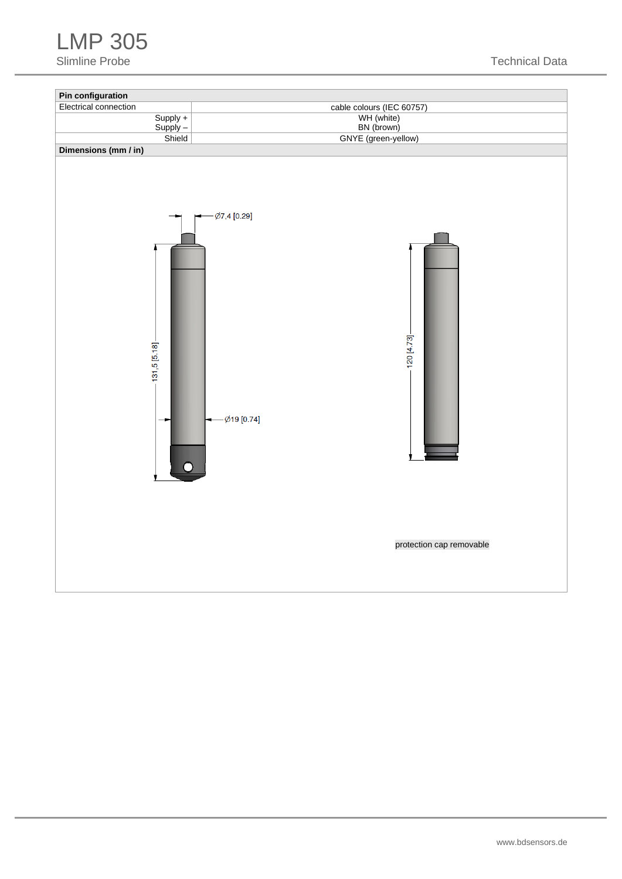# LMP 305

Slimline Probe

Technical Data

| Pin configuration | |
|---|---|
| Electrical connection | cable colours (IEC 60757) |
| Supply +<br>Supply – | WH (white)<br>BN (brown) |
| Shield | GNYE (green-yellow) |

**Dimensions (mm / in)**

Ø7,4 [0.29]

131,5 [5.18]

Ø19 [0.74]

120 [4.73]

protection cap removable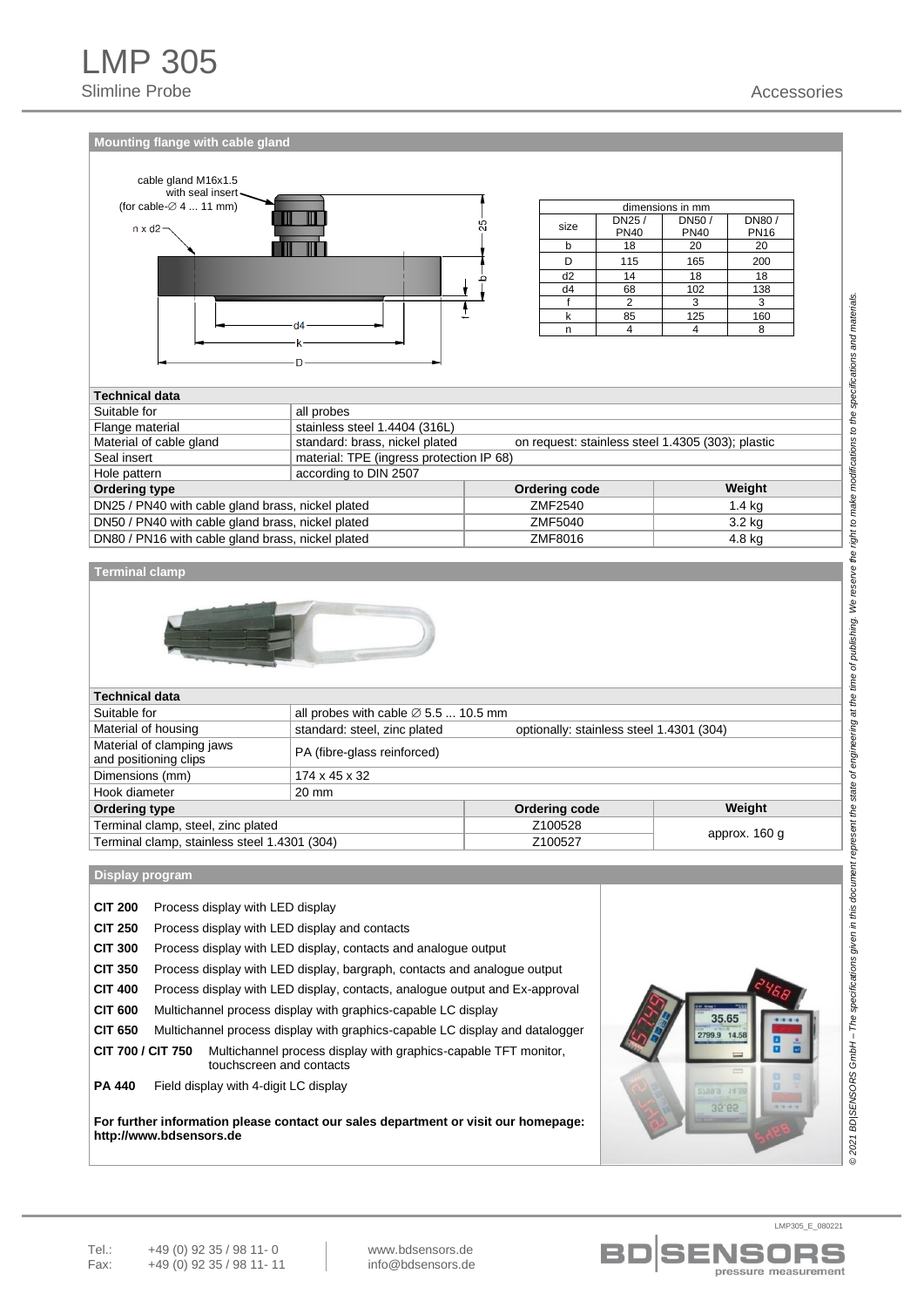# LMP 305

Slimline Probe

Accessories

## Mounting flange with cable gland

cable gland M16x1.5
with seal insert
(for cable-∅ 4 ... 11 mm)

n x d2

25

b

f

d4

k

D

| dimensions in mm | | | |
|---|---|---|---|
| size | DN25 / PN40 | DN50 / PN40 | DN80 / PN16 |
| b | 18 | 20 | 20 |
| D | 115 | 165 | 200 |
| d2 | 14 | 18 | 18 |
| d4 | 68 | 102 | 138 |
| f | 2 | 3 | 3 |
| k | 85 | 125 | 160 |
| n | 4 | 4 | 8 |

| Technical data | | |
|---|---|---|
| Suitable for | all probes | |
| Flange material | stainless steel 1.4404 (316L) | |
| Material of cable gland | standard: brass, nickel plated | on request: stainless steel 1.4305 (303); plastic |
| Seal insert | material: TPE (ingress protection IP 68) | |
| Hole pattern | according to DIN 2507 | |

| Ordering type | Ordering code | Weight |
|---|---|---|
| DN25 / PN40 with cable gland brass, nickel plated | ZMF2540 | 1.4 kg |
| DN50 / PN40 with cable gland brass, nickel plated | ZMF5040 | 3.2 kg |
| DN80 / PN16 with cable gland brass, nickel plated | ZMF8016 | 4.8 kg |

## Terminal clamp

| Technical data | | |
|---|---|---|
| Suitable for | all probes with cable ∅ 5.5 ... 10.5 mm | |
| Material of housing | standard: steel, zinc plated | optionally: stainless steel 1.4301 (304) |
| Material of clamping jaws and positioning clips | PA (fibre-glass reinforced) | |
| Dimensions (mm) | 174 x 45 x 32 | |
| Hook diameter | 20 mm | |

| Ordering type | Ordering code | Weight |
|---|---|---|
| Terminal clamp, steel, zinc plated | Z100528 | approx. 160 g |
| Terminal clamp, stainless steel 1.4301 (304) | Z100527 | |

## Display program

**CIT 200** Process display with LED display

**CIT 250** Process display with LED display and contacts

**CIT 300** Process display with LED display, contacts and analogue output

**CIT 350** Process display with LED display, bargraph, contacts and analogue output

**CIT 400** Process display with LED display, contacts, analogue output and Ex-approval

**CIT 600** Multichannel process display with graphics-capable LC display

**CIT 650** Multichannel process display with graphics-capable LC display and datalogger

**CIT 700 / CIT 750** Multichannel process display with graphics-capable TFT monitor, touchscreen and contacts

**PA 440** Field display with 4-digit LC display

**For further information please contact our sales department or visit our homepage: http://www.bdsensors.de**

*© 2021 BD|SENSORS GmbH – The specifications given in this document represent the state of engineering at the time of publishing. We reserve the right to make modifications to the specifications and materials.*

LMP305_E_080221

Tel.: +49 (0) 92 35 / 98 11- 0
Fax: +49 (0) 92 35 / 98 11- 11

www.bdsensors.de
info@bdsensors.de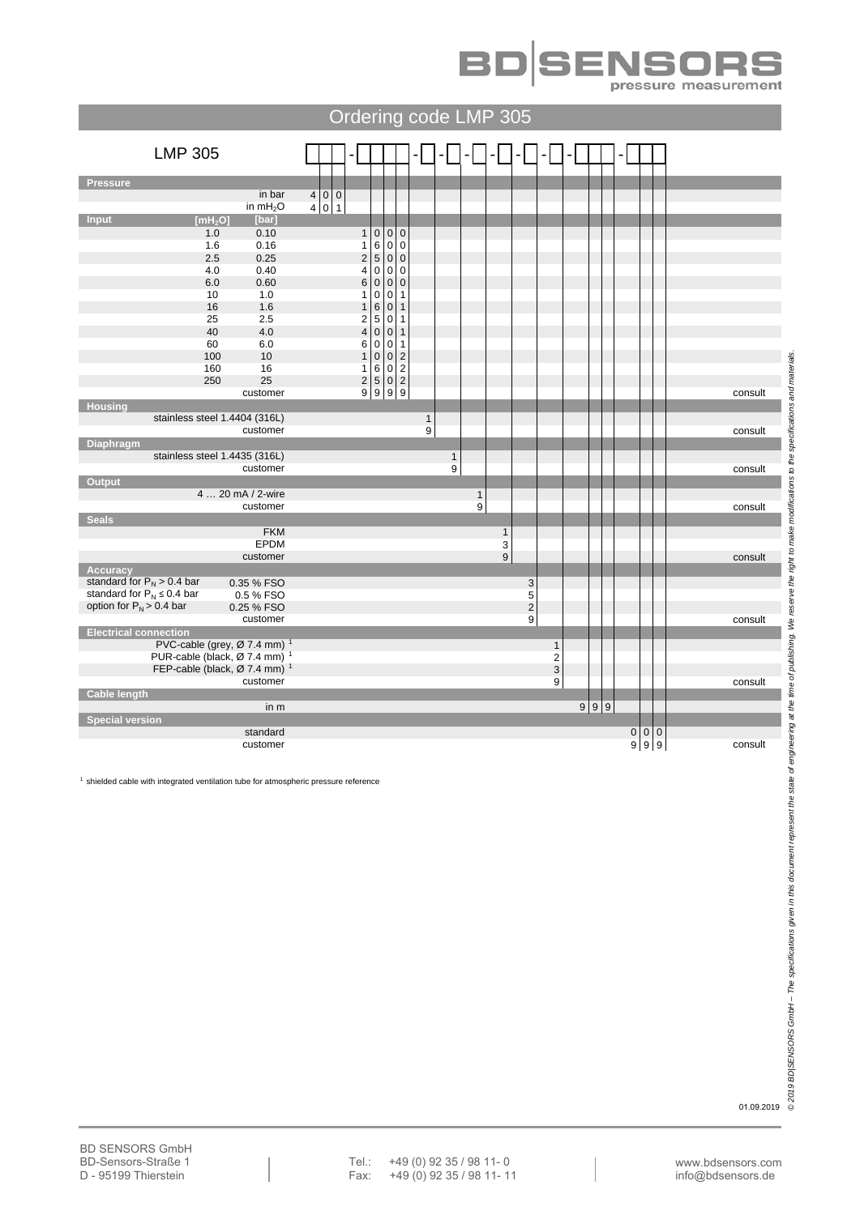# Ordering code LMP 305

**LMP 305** [ ][ ][ ] - [ ][ ][ ][ ] - [ ] - [ ] - [ ] - [ ] - [ ] - [ ] - [ ][ ][ ] - [ ][ ][ ]

| | | | |
|---|---|---|---|
| **Pressure** | | | |
| in bar | 4 0 0 | | |
| in $mH_2O$ | 4 0 1 | | |
| **Input** [$mH_2O$] | [bar] | | |
| 1.0 | 0.10 | 1 0 0 0 | |
| 1.6 | 0.16 | 1 6 0 0 | |
| 2.5 | 0.25 | 2 5 0 0 | |
| 4.0 | 0.40 | 4 0 0 0 | |
| 6.0 | 0.60 | 6 0 0 0 | |
| 10 | 1.0 | 1 0 0 1 | |
| 16 | 1.6 | 1 6 0 1 | |
| 25 | 2.5 | 2 5 0 1 | |
| 40 | 4.0 | 4 0 0 1 | |
| 60 | 6.0 | 6 0 0 1 | |
| 100 | 10 | 1 0 0 2 | |
| 160 | 16 | 1 6 0 2 | |
| 250 | 25 | 2 5 0 2 | |
| customer | | 9 9 9 9 | consult |
| **Housing** | | | |
| stainless steel 1.4404 (316L) | | 1 | |
| customer | | 9 | consult |
| **Diaphragm** | | | |
| stainless steel 1.4435 (316L) | | 1 | |
| customer | | 9 | consult |
| **Output** | | | |
| 4 … 20 mA / 2-wire | | 1 | |
| customer | | 9 | consult |
| **Seals** | | | |
| FKM | | 1 | |
| EPDM | | 3 | |
| customer | | 9 | consult |
| **Accuracy** | | | |
| standard for $P_N$ > 0.4 bar | 0.35 % FSO | 3 | |
| standard for $P_N$ ≤ 0.4 bar | 0.5 % FSO | 5 | |
| option for $P_N$ > 0.4 bar | 0.25 % FSO | 2 | |
| customer | | 9 | consult |
| **Electrical connection** | | | |
| PVC-cable (grey, Ø 7.4 mm) [1] | | 1 | |
| PUR-cable (black, Ø 7.4 mm) [1] | | 2 | |
| FEP-cable (black, Ø 7.4 mm) [1] | | 3 | |
| customer | | 9 | consult |
| **Cable length** | | | |
| in m | | 9 9 9 | |
| **Special version** | | | |
| standard | | 0 0 0 | |
| customer | | 9 9 9 | consult |

[1] shielded cable with integrated ventilation tube for atmospheric pressure reference

01.09.2019

© 2019 BD|SENSORS GmbH – The specifications given in this document represent the state of engineering at the time of publishing. We reserve the right to make modifications to the specifications and materials.

BD SENSORS GmbH
BD-Sensors-Straße 1
D - 95199 Thierstein

Tel.: +49 (0) 92 35 / 98 11- 0
Fax: +49 (0) 92 35 / 98 11- 11

www.bdsensors.com
info@bdsensors.de